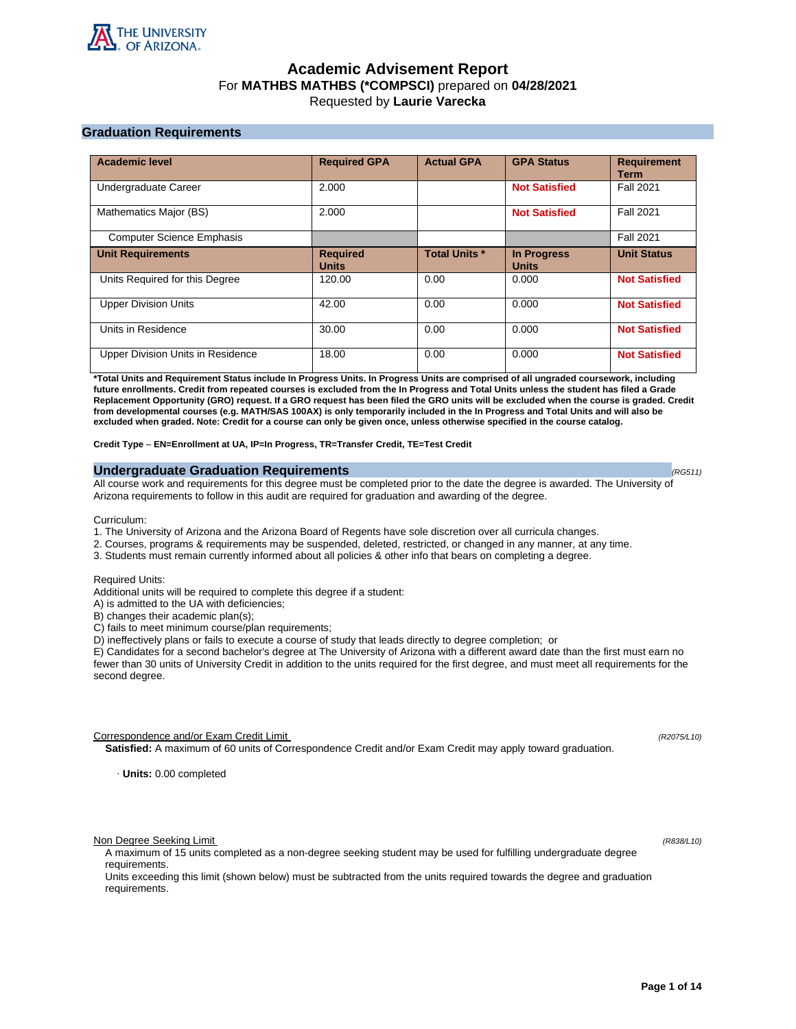# Academic Advisement Report

For **MATHBS MATHBS (*COMPSCI)** prepared on **04/28/2021**

Requested by **Laurie Varecka**

## Graduation Requirements

| Academic level | Required GPA | Actual GPA | GPA Status | Requirement Term |
|---|---|---|---|---|
| Undergraduate Career | 2.000 | | **Not Satisfied** | Fall 2021 |
| Mathematics Major (BS) | 2.000 | | **Not Satisfied** | Fall 2021 |
| Computer Science Emphasis | | | | Fall 2021 |
| **Unit Requirements** | **Required Units** | **Total Units *** | **In Progress Units** | **Unit Status** |
| Units Required for this Degree | 120.00 | 0.00 | 0.000 | **Not Satisfied** |
| Upper Division Units | 42.00 | 0.00 | 0.000 | **Not Satisfied** |
| Units in Residence | 30.00 | 0.00 | 0.000 | **Not Satisfied** |
| Upper Division Units in Residence | 18.00 | 0.00 | 0.000 | **Not Satisfied** |

***Total Units and Requirement Status include In Progress Units. In Progress Units are comprised of all ungraded coursework, including future enrollments. Credit from repeated courses is excluded from the In Progress and Total Units unless the student has filed a Grade Replacement Opportunity (GRO) request. If a GRO request has been filed the GRO units will be excluded when the course is graded. Credit from developmental courses (e.g. MATH/SAS 100AX) is only temporarily included in the In Progress and Total Units and will also be excluded when graded. Note: Credit for a course can only be given once, unless otherwise specified in the course catalog.**

**Credit Type – EN=Enrollment at UA, IP=In Progress, TR=Transfer Credit, TE=Test Credit**

## Undergraduate Graduation Requirements

*(RG511)*

All course work and requirements for this degree must be completed prior to the date the degree is awarded. The University of Arizona requirements to follow in this audit are required for graduation and awarding of the degree.

Curriculum:

1. The University of Arizona and the Arizona Board of Regents have sole discretion over all curricula changes.
2. Courses, programs & requirements may be suspended, deleted, restricted, or changed in any manner, at any time.
3. Students must remain currently informed about all policies & other info that bears on completing a degree.

Required Units:

Additional units will be required to complete this degree if a student:

A) is admitted to the UA with deficiencies;
B) changes their academic plan(s);
C) fails to meet minimum course/plan requirements;
D) ineffectively plans or fails to execute a course of study that leads directly to degree completion; or
E) Candidates for a second bachelor's degree at The University of Arizona with a different award date than the first must earn no fewer than 30 units of University Credit in addition to the units required for the first degree, and must meet all requirements for the second degree.

Correspondence and/or Exam Credit Limit *(R2075/L10)*

**Satisfied:** A maximum of 60 units of Correspondence Credit and/or Exam Credit may apply toward graduation.

· **Units:** 0.00 completed

Non Degree Seeking Limit *(R838/L10)*

A maximum of 15 units completed as a non-degree seeking student may be used for fulfilling undergraduate degree requirements.

Units exceeding this limit (shown below) must be subtracted from the units required towards the degree and graduation requirements.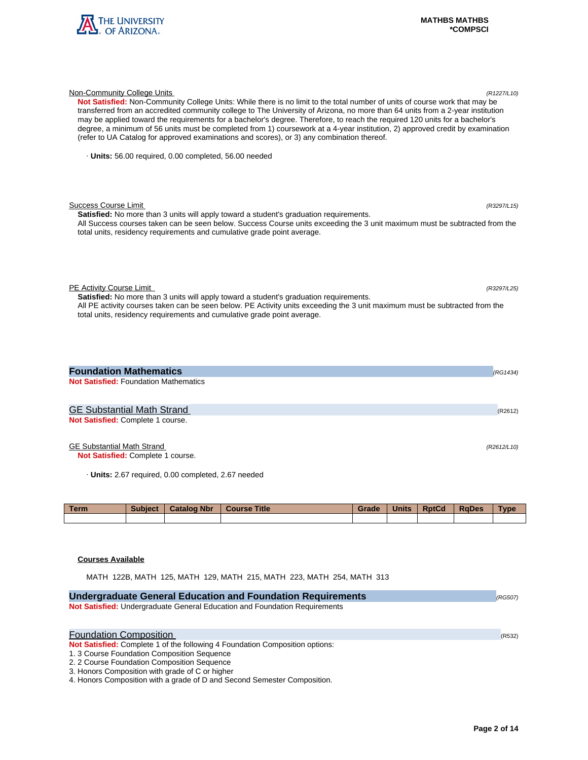Non-Community College Units *(R1227/L10)*

**Not Satisfied:** Non-Community College Units: While there is no limit to the total number of units of course work that may be transferred from an accredited community college to The University of Arizona, no more than 64 units from a 2-year institution may be applied toward the requirements for a bachelor's degree. Therefore, to reach the required 120 units for a bachelor's degree, a minimum of 56 units must be completed from 1) coursework at a 4-year institution, 2) approved credit by examination (refer to UA Catalog for approved examinations and scores), or 3) any combination thereof.

· **Units:** 56.00 required, 0.00 completed, 56.00 needed

Success Course Limit *(R3297/L15)*

**Satisfied:** No more than 3 units will apply toward a student's graduation requirements.
All Success courses taken can be seen below. Success Course units exceeding the 3 unit maximum must be subtracted from the total units, residency requirements and cumulative grade point average.

PE Activity Course Limit *(R3297/L25)*

**Satisfied:** No more than 3 units will apply toward a student's graduation requirements.
All PE activity courses taken can be seen below. PE Activity units exceeding the 3 unit maximum must be subtracted from the total units, residency requirements and cumulative grade point average.

## Foundation Mathematics *(RG1434)*

**Not Satisfied:** Foundation Mathematics

### GE Substantial Math Strand (R2612)

**Not Satisfied:** Complete 1 course.

GE Substantial Math Strand *(R2612/L10)*

**Not Satisfied:** Complete 1 course.

· **Units:** 2.67 required, 0.00 completed, 2.67 needed

| Term | Subject | Catalog Nbr | Course Title | Grade | Units | RptCd | RqDes | Type |
|---|---|---|---|---|---|---|---|---|
| | | | | | | | | |

**Courses Available**

MATH 122B, MATH 125, MATH 129, MATH 215, MATH 223, MATH 254, MATH 313

## Undergraduate General Education and Foundation Requirements *(RG507)*

**Not Satisfied:** Undergraduate General Education and Foundation Requirements

### Foundation Composition (R532)

**Not Satisfied:** Complete 1 of the following 4 Foundation Composition options:
1. 3 Course Foundation Composition Sequence
2. 2 Course Foundation Composition Sequence
3. Honors Composition with grade of C or higher
4. Honors Composition with a grade of D and Second Semester Composition.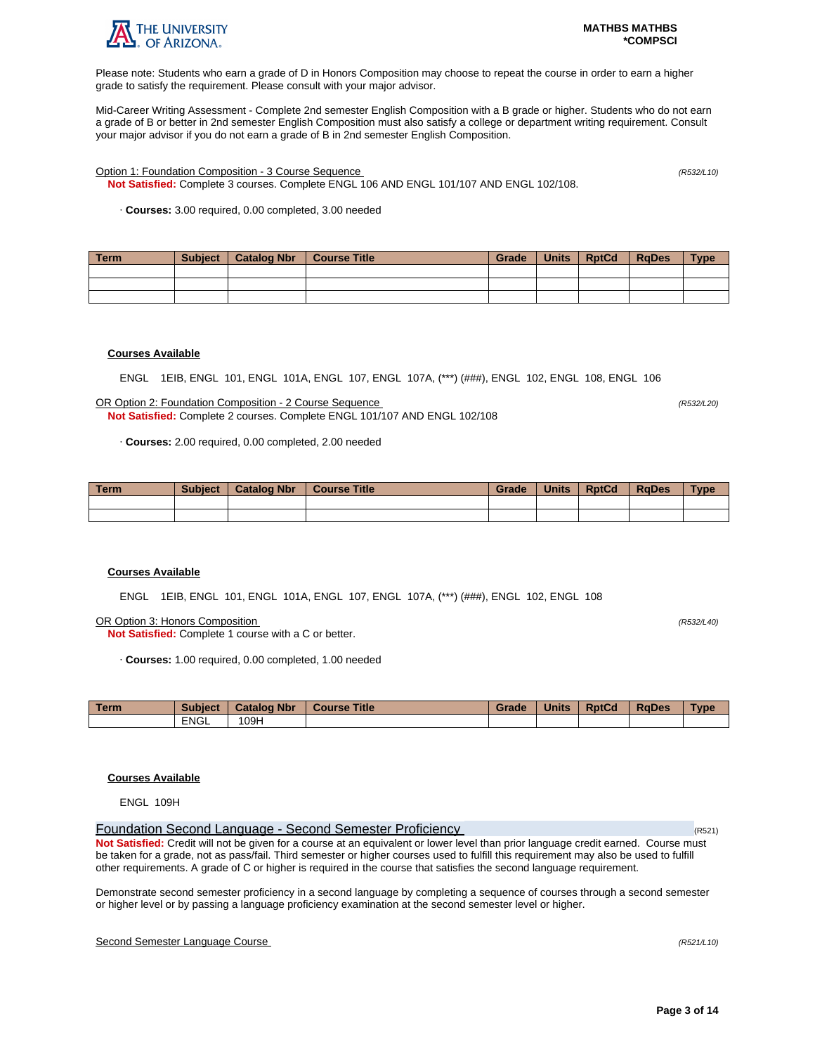Please note: Students who earn a grade of D in Honors Composition may choose to repeat the course in order to earn a higher grade to satisfy the requirement. Please consult with your major advisor.

Mid-Career Writing Assessment - Complete 2nd semester English Composition with a B grade or higher. Students who do not earn a grade of B or better in 2nd semester English Composition must also satisfy a college or department writing requirement. Consult your major advisor if you do not earn a grade of B in 2nd semester English Composition.

Option 1: Foundation Composition - 3 Course Sequence (R532/L10)

**Not Satisfied:** Complete 3 courses. Complete ENGL 106 AND ENGL 101/107 AND ENGL 102/108.

· **Courses:** 3.00 required, 0.00 completed, 3.00 needed

| Term | Subject | Catalog Nbr | Course Title | Grade | Units | RptCd | RqDes | Type |
|---|---|---|---|---|---|---|---|---|
| | | | | | | | | |
| | | | | | | | | |
| | | | | | | | | |

**Courses Available**

ENGL 1EIB, ENGL 101, ENGL 101A, ENGL 107, ENGL 107A, (***) (###), ENGL 102, ENGL 108, ENGL 106

OR Option 2: Foundation Composition - 2 Course Sequence (R532/L20)

**Not Satisfied:** Complete 2 courses. Complete ENGL 101/107 AND ENGL 102/108

· **Courses:** 2.00 required, 0.00 completed, 2.00 needed

| Term | Subject | Catalog Nbr | Course Title | Grade | Units | RptCd | RqDes | Type |
|---|---|---|---|---|---|---|---|---|
| | | | | | | | | |
| | | | | | | | | |

**Courses Available**

ENGL 1EIB, ENGL 101, ENGL 101A, ENGL 107, ENGL 107A, (***) (###), ENGL 102, ENGL 108

OR Option 3: Honors Composition (R532/L40)

**Not Satisfied:** Complete 1 course with a C or better.

· **Courses:** 1.00 required, 0.00 completed, 1.00 needed

| Term | Subject | Catalog Nbr | Course Title | Grade | Units | RptCd | RqDes | Type |
|---|---|---|---|---|---|---|---|---|
| | ENGL | 109H | | | | | | |

**Courses Available**

ENGL 109H

## Foundation Second Language - Second Semester Proficiency (R521)

**Not Satisfied:** Credit will not be given for a course at an equivalent or lower level than prior language credit earned. Course must be taken for a grade, not as pass/fail. Third semester or higher courses used to fulfill this requirement may also be used to fulfill other requirements. A grade of C or higher is required in the course that satisfies the second language requirement.

Demonstrate second semester proficiency in a second language by completing a sequence of courses through a second semester or higher level or by passing a language proficiency examination at the second semester level or higher.

Second Semester Language Course (R521/L10)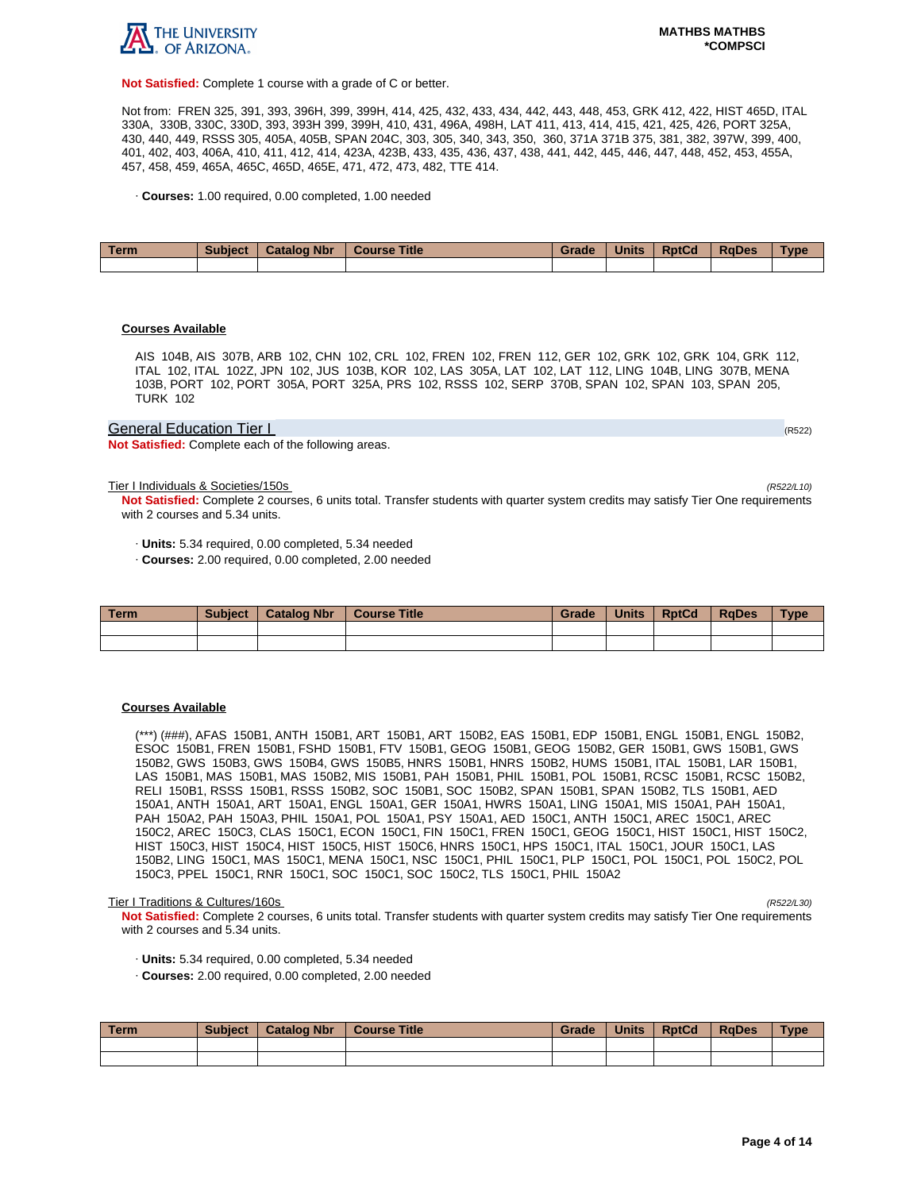**Not Satisfied:** Complete 1 course with a grade of C or better.

Not from: FREN 325, 391, 393, 396H, 399, 399H, 414, 425, 432, 433, 434, 442, 443, 448, 453, GRK 412, 422, HIST 465D, ITAL 330A, 330B, 330C, 330D, 393, 393H 399, 399H, 410, 431, 496A, 498H, LAT 411, 413, 414, 415, 421, 425, 426, PORT 325A, 430, 440, 449, RSSS 305, 405A, 405B, SPAN 204C, 303, 305, 340, 343, 350, 360, 371A 371B 375, 381, 382, 397W, 399, 400, 401, 402, 403, 406A, 410, 411, 412, 414, 423A, 423B, 433, 435, 436, 437, 438, 441, 442, 445, 446, 447, 448, 452, 453, 455A, 457, 458, 459, 465A, 465C, 465D, 465E, 471, 472, 473, 482, TTE 414.

· **Courses:** 1.00 required, 0.00 completed, 1.00 needed

| Term | Subject | Catalog Nbr | Course Title | Grade | Units | RptCd | RqDes | Type |
|---|---|---|---|---|---|---|---|---|
| | | | | | | | | |

**Courses Available**

AIS 104B, AIS 307B, ARB 102, CHN 102, CRL 102, FREN 102, FREN 112, GER 102, GRK 102, GRK 104, GRK 112, ITAL 102, ITAL 102Z, JPN 102, JUS 103B, KOR 102, LAS 305A, LAT 102, LAT 112, LING 104B, LING 307B, MENA 103B, PORT 102, PORT 305A, PORT 325A, PRS 102, RSSS 102, SERP 370B, SPAN 102, SPAN 103, SPAN 205, TURK 102

## General Education Tier I (R522)

**Not Satisfied:** Complete each of the following areas.

### Tier I Individuals & Societies/150s (R522/L10)

**Not Satisfied:** Complete 2 courses, 6 units total. Transfer students with quarter system credits may satisfy Tier One requirements with 2 courses and 5.34 units.

· **Units:** 5.34 required, 0.00 completed, 5.34 needed
· **Courses:** 2.00 required, 0.00 completed, 2.00 needed

| Term | Subject | Catalog Nbr | Course Title | Grade | Units | RptCd | RqDes | Type |
|---|---|---|---|---|---|---|---|---|
| | | | | | | | | |
| | | | | | | | | |

**Courses Available**

(***) (###), AFAS 150B1, ANTH 150B1, ART 150B1, ART 150B2, EAS 150B1, EDP 150B1, ENGL 150B1, ENGL 150B2, ESOC 150B1, FREN 150B1, FSHD 150B1, FTV 150B1, GEOG 150B1, GEOG 150B2, GER 150B1, GWS 150B1, GWS 150B2, GWS 150B3, GWS 150B4, GWS 150B5, HNRS 150B1, HNRS 150B2, HUMS 150B1, ITAL 150B1, LAR 150B1, LAS 150B1, MAS 150B1, MAS 150B2, MIS 150B1, PAH 150B1, PHIL 150B1, POL 150B1, RCSC 150B1, RCSC 150B2, RELI 150B1, RSSS 150B1, RSSS 150B2, SOC 150B1, SOC 150B2, SPAN 150B1, SPAN 150B2, TLS 150B1, AED 150A1, ANTH 150A1, ART 150A1, ENGL 150A1, GER 150A1, HWRS 150A1, LING 150A1, MIS 150A1, PAH 150A1, PAH 150A2, PAH 150A3, PHIL 150A1, POL 150A1, PSY 150A1, AED 150C1, ANTH 150C1, AREC 150C1, AREC 150C2, AREC 150C3, CLAS 150C1, ECON 150C1, FIN 150C1, FREN 150C1, GEOG 150C1, HIST 150C1, HIST 150C2, HIST 150C3, HIST 150C4, HIST 150C5, HIST 150C6, HNRS 150C1, HPS 150C1, ITAL 150C1, JOUR 150C1, LAS 150B2, LING 150C1, MAS 150C1, MENA 150C1, NSC 150C1, PHIL 150C1, PLP 150C1, POL 150C1, POL 150C2, POL 150C3, PPEL 150C1, RNR 150C1, SOC 150C1, SOC 150C2, TLS 150C1, PHIL 150A2

### Tier I Traditions & Cultures/160s (R522/L30)

**Not Satisfied:** Complete 2 courses, 6 units total. Transfer students with quarter system credits may satisfy Tier One requirements with 2 courses and 5.34 units.

· **Units:** 5.34 required, 0.00 completed, 5.34 needed
· **Courses:** 2.00 required, 0.00 completed, 2.00 needed

| Term | Subject | Catalog Nbr | Course Title | Grade | Units | RptCd | RqDes | Type |
|---|---|---|---|---|---|---|---|---|
| | | | | | | | | |
| | | | | | | | | |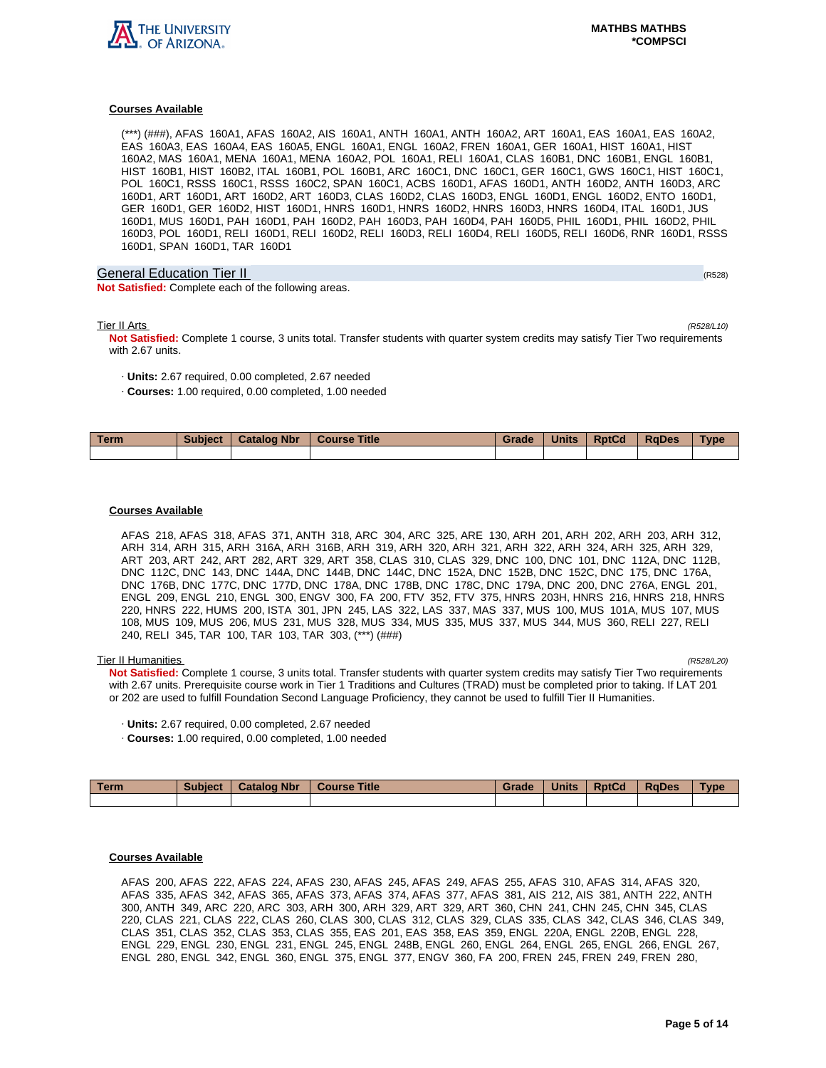#### Courses Available

(***) (###), AFAS 160A1, AFAS 160A2, AIS 160A1, ANTH 160A1, ANTH 160A2, ART 160A1, EAS 160A1, EAS 160A2, EAS 160A3, EAS 160A4, EAS 160A5, ENGL 160A1, ENGL 160A2, FREN 160A1, GER 160A1, HIST 160A1, HIST 160A2, MAS 160A1, MENA 160A1, MENA 160A2, POL 160A1, RELI 160A1, CLAS 160B1, DNC 160B1, ENGL 160B1, HIST 160B1, HIST 160B2, ITAL 160B1, POL 160B1, ARC 160C1, DNC 160C1, GER 160C1, GWS 160C1, HIST 160C1, POL 160C1, RSSS 160C1, RSSS 160C2, SPAN 160C1, ACBS 160D1, AFAS 160D1, ANTH 160D2, ANTH 160D3, ARC 160D1, ART 160D1, ART 160D2, ART 160D3, CLAS 160D2, CLAS 160D3, ENGL 160D1, ENGL 160D2, ENTO 160D1, GER 160D1, GER 160D2, HIST 160D1, HNRS 160D1, HNRS 160D2, HNRS 160D3, HNRS 160D4, ITAL 160D1, JUS 160D1, MUS 160D1, PAH 160D1, PAH 160D2, PAH 160D3, PAH 160D4, PAH 160D5, PHIL 160D1, PHIL 160D2, PHIL 160D3, POL 160D1, RELI 160D1, RELI 160D2, RELI 160D3, RELI 160D4, RELI 160D5, RELI 160D6, RNR 160D1, RSSS 160D1, SPAN 160D1, TAR 160D1

## General Education Tier II
(R528)

**Not Satisfied:** Complete each of the following areas.

### Tier II Arts
*(R528/L10)*

**Not Satisfied:** Complete 1 course, 3 units total. Transfer students with quarter system credits may satisfy Tier Two requirements with 2.67 units.

- **Units:** 2.67 required, 0.00 completed, 2.67 needed
- **Courses:** 1.00 required, 0.00 completed, 1.00 needed

| Term | Subject | Catalog Nbr | Course Title | Grade | Units | RptCd | RqDes | Type |
|---|---|---|---|---|---|---|---|---|
| | | | | | | | | |

#### Courses Available

AFAS 218, AFAS 318, AFAS 371, ANTH 318, ARC 304, ARC 325, ARE 130, ARH 201, ARH 202, ARH 203, ARH 312, ARH 314, ARH 315, ARH 316A, ARH 316B, ARH 319, ARH 320, ARH 321, ARH 322, ARH 324, ARH 325, ARH 329, ART 203, ART 242, ART 282, ART 329, ART 358, CLAS 310, CLAS 329, DNC 100, DNC 101, DNC 112A, DNC 112B, DNC 112C, DNC 143, DNC 144A, DNC 144B, DNC 144C, DNC 152A, DNC 152B, DNC 152C, DNC 175, DNC 176A, DNC 176B, DNC 177C, DNC 177D, DNC 178A, DNC 178B, DNC 178C, DNC 179A, DNC 200, DNC 276A, ENGL 201, ENGL 209, ENGL 210, ENGL 300, ENGV 300, FA 200, FTV 352, FTV 375, HNRS 203H, HNRS 216, HNRS 218, HNRS 220, HNRS 222, HUMS 200, ISTA 301, JPN 245, LAS 322, LAS 337, MAS 337, MUS 100, MUS 101A, MUS 107, MUS 108, MUS 109, MUS 206, MUS 231, MUS 328, MUS 334, MUS 335, MUS 337, MUS 344, MUS 360, RELI 227, RELI 240, RELI 345, TAR 100, TAR 103, TAR 303, (***) (###)

### Tier II Humanities
*(R528/L20)*

**Not Satisfied:** Complete 1 course, 3 units total. Transfer students with quarter system credits may satisfy Tier Two requirements with 2.67 units. Prerequisite course work in Tier 1 Traditions and Cultures (TRAD) must be completed prior to taking. If LAT 201 or 202 are used to fulfill Foundation Second Language Proficiency, they cannot be used to fulfill Tier II Humanities.

- **Units:** 2.67 required, 0.00 completed, 2.67 needed
- **Courses:** 1.00 required, 0.00 completed, 1.00 needed

| Term | Subject | Catalog Nbr | Course Title | Grade | Units | RptCd | RqDes | Type |
|---|---|---|---|---|---|---|---|---|
| | | | | | | | | |

#### Courses Available

AFAS 200, AFAS 222, AFAS 224, AFAS 230, AFAS 245, AFAS 249, AFAS 255, AFAS 310, AFAS 314, AFAS 320, AFAS 335, AFAS 342, AFAS 365, AFAS 373, AFAS 374, AFAS 377, AFAS 381, AIS 212, AIS 381, ANTH 222, ANTH 300, ANTH 349, ARC 220, ARC 303, ARH 300, ARH 329, ART 329, ART 360, CHN 241, CHN 245, CHN 345, CLAS 220, CLAS 221, CLAS 222, CLAS 260, CLAS 300, CLAS 312, CLAS 329, CLAS 335, CLAS 342, CLAS 346, CLAS 349, CLAS 351, CLAS 352, CLAS 353, CLAS 355, EAS 201, EAS 358, EAS 359, ENGL 220A, ENGL 220B, ENGL 228, ENGL 229, ENGL 230, ENGL 231, ENGL 245, ENGL 248B, ENGL 260, ENGL 264, ENGL 265, ENGL 266, ENGL 267, ENGL 280, ENGL 342, ENGL 360, ENGL 375, ENGL 377, ENGV 360, FA 200, FREN 245, FREN 249, FREN 280,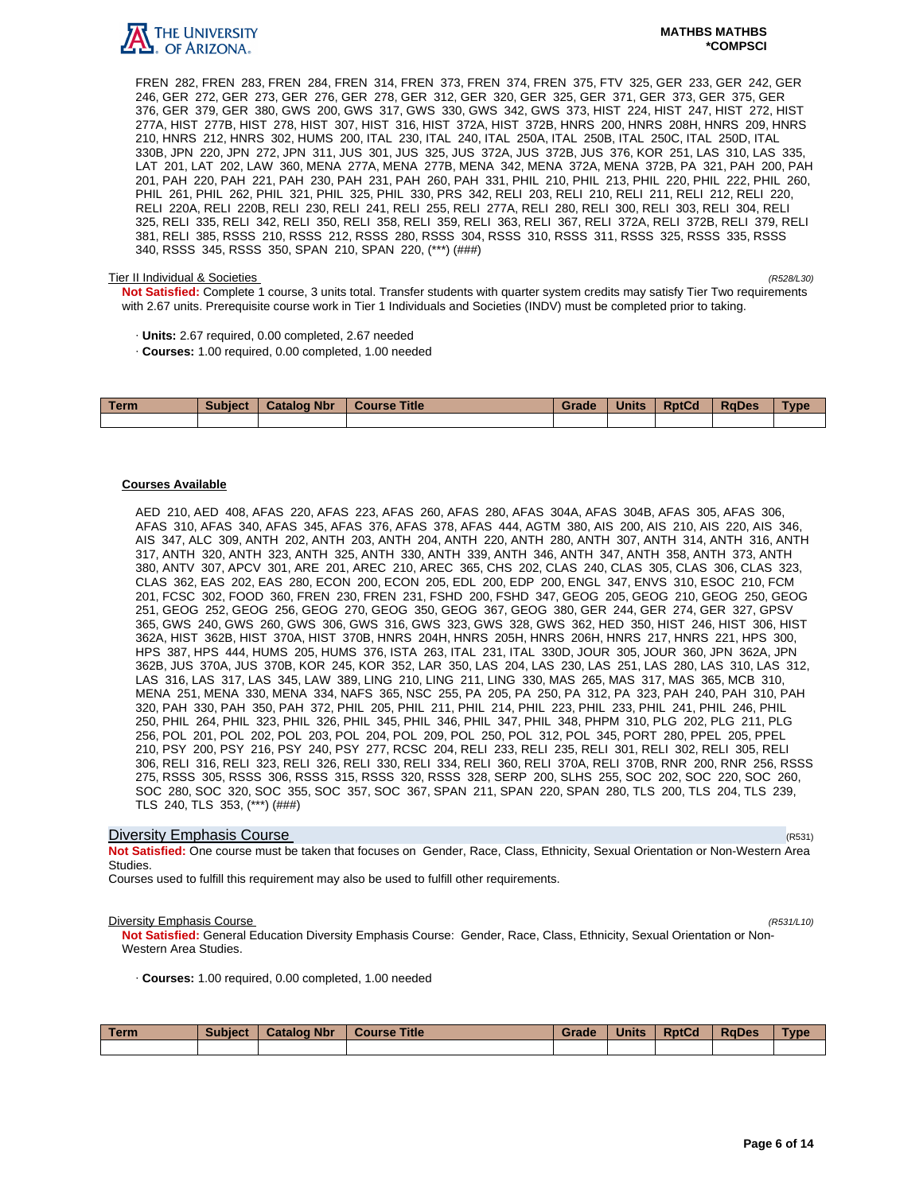FREN 282, FREN 283, FREN 284, FREN 314, FREN 373, FREN 374, FREN 375, FTV 325, GER 233, GER 242, GER 246, GER 272, GER 273, GER 276, GER 278, GER 312, GER 320, GER 325, GER 371, GER 373, GER 375, GER 376, GER 379, GER 380, GWS 200, GWS 317, GWS 330, GWS 342, GWS 373, HIST 224, HIST 247, HIST 272, HIST 277A, HIST 277B, HIST 278, HIST 307, HIST 316, HIST 372A, HIST 372B, HNRS 200, HNRS 208H, HNRS 209, HNRS 210, HNRS 212, HNRS 302, HUMS 200, ITAL 230, ITAL 240, ITAL 250A, ITAL 250B, ITAL 250C, ITAL 250D, ITAL 330B, JPN 220, JPN 272, JPN 311, JUS 301, JUS 325, JUS 372A, JUS 372B, JUS 376, KOR 251, LAS 310, LAS 335, LAT 201, LAT 202, LAW 360, MENA 277A, MENA 277B, MENA 342, MENA 372A, MENA 372B, PA 321, PAH 200, PAH 201, PAH 220, PAH 221, PAH 230, PAH 231, PAH 260, PAH 331, PHIL 210, PHIL 213, PHIL 220, PHIL 222, PHIL 260, PHIL 261, PHIL 262, PHIL 321, PHIL 325, PHIL 330, PRS 342, RELI 203, RELI 210, RELI 211, RELI 212, RELI 220, RELI 220A, RELI 220B, RELI 230, RELI 241, RELI 255, RELI 277A, RELI 280, RELI 300, RELI 303, RELI 304, RELI 325, RELI 335, RELI 342, RELI 350, RELI 358, RELI 359, RELI 363, RELI 367, RELI 372A, RELI 372B, RELI 379, RELI 381, RELI 385, RSSS 210, RSSS 212, RSSS 280, RSSS 304, RSSS 310, RSSS 311, RSSS 325, RSSS 335, RSSS 340, RSSS 345, RSSS 350, SPAN 210, SPAN 220, (***) (###)

Tier II Individual & Societies *(R528/L30)*

**Not Satisfied:** Complete 1 course, 3 units total. Transfer students with quarter system credits may satisfy Tier Two requirements with 2.67 units. Prerequisite course work in Tier 1 Individuals and Societies (INDV) must be completed prior to taking.

· **Units:** 2.67 required, 0.00 completed, 2.67 needed

· **Courses:** 1.00 required, 0.00 completed, 1.00 needed

| Term | Subject | Catalog Nbr | Course Title | Grade | Units | RptCd | RqDes | Type |
|---|---|---|---|---|---|---|---|---|
| | | | | | | | | |

**Courses Available**

AED 210, AED 408, AFAS 220, AFAS 223, AFAS 260, AFAS 280, AFAS 304A, AFAS 304B, AFAS 305, AFAS 306, AFAS 310, AFAS 340, AFAS 345, AFAS 376, AFAS 378, AFAS 444, AGTM 380, AIS 200, AIS 210, AIS 220, AIS 346, AIS 347, ALC 309, ANTH 202, ANTH 203, ANTH 204, ANTH 220, ANTH 280, ANTH 307, ANTH 314, ANTH 316, ANTH 317, ANTH 320, ANTH 323, ANTH 325, ANTH 330, ANTH 339, ANTH 346, ANTH 347, ANTH 358, ANTH 373, ANTH 380, ANTV 307, APCV 301, ARE 201, AREC 210, AREC 365, CHS 202, CLAS 240, CLAS 305, CLAS 306, CLAS 323, CLAS 362, EAS 202, EAS 280, ECON 200, ECON 205, EDL 200, EDP 200, ENGL 347, ENVS 310, ESOC 210, FCM 201, FCSC 302, FOOD 360, FREN 230, FREN 231, FSHD 200, FSHD 347, GEOG 205, GEOG 210, GEOG 250, GEOG 251, GEOG 252, GEOG 256, GEOG 270, GEOG 350, GEOG 367, GEOG 380, GER 244, GER 274, GER 327, GPSV 365, GWS 240, GWS 260, GWS 306, GWS 316, GWS 323, GWS 328, GWS 362, HED 350, HIST 246, HIST 306, HIST 362A, HIST 362B, HIST 370A, HIST 370B, HNRS 204H, HNRS 205H, HNRS 206H, HNRS 217, HNRS 221, HPS 300, HPS 387, HPS 444, HUMS 205, HUMS 376, ISTA 263, ITAL 231, ITAL 330D, JOUR 305, JOUR 360, JPN 362A, JPN 362B, JUS 370A, JUS 370B, KOR 245, KOR 352, LAR 350, LAS 204, LAS 230, LAS 251, LAS 280, LAS 310, LAS 312, LAS 316, LAS 317, LAS 345, LAW 389, LING 210, LING 211, LING 330, MAS 265, MAS 317, MAS 365, MCB 310, MENA 251, MENA 330, MENA 334, NAFS 365, NSC 255, PA 205, PA 250, PA 312, PA 323, PAH 240, PAH 310, PAH 320, PAH 330, PAH 350, PAH 372, PHIL 205, PHIL 211, PHIL 214, PHIL 223, PHIL 233, PHIL 241, PHIL 246, PHIL 250, PHIL 264, PHIL 323, PHIL 326, PHIL 345, PHIL 346, PHIL 347, PHIL 348, PHPM 310, PLG 202, PLG 211, PLG 256, POL 201, POL 202, POL 203, POL 204, POL 209, POL 250, POL 312, POL 345, PORT 280, PPEL 205, PPEL 210, PSY 200, PSY 216, PSY 240, PSY 277, RCSC 204, RELI 233, RELI 235, RELI 301, RELI 302, RELI 305, RELI 306, RELI 316, RELI 323, RELI 326, RELI 330, RELI 334, RELI 360, RELI 370A, RELI 370B, RNR 200, RNR 256, RSSS 275, RSSS 305, RSSS 306, RSSS 315, RSSS 320, RSSS 328, SERP 200, SLHS 255, SOC 202, SOC 220, SOC 260, SOC 280, SOC 320, SOC 355, SOC 357, SOC 367, SPAN 211, SPAN 220, SPAN 280, TLS 200, TLS 204, TLS 239, TLS 240, TLS 353, (***) (###)

## Diversity Emphasis Course (R531)

**Not Satisfied:** One course must be taken that focuses on Gender, Race, Class, Ethnicity, Sexual Orientation or Non-Western Area Studies.
Courses used to fulfill this requirement may also be used to fulfill other requirements.

Diversity Emphasis Course *(R531/L10)*

**Not Satisfied:** General Education Diversity Emphasis Course: Gender, Race, Class, Ethnicity, Sexual Orientation or Non-Western Area Studies.

· **Courses:** 1.00 required, 0.00 completed, 1.00 needed

| Term | Subject | Catalog Nbr | Course Title | Grade | Units | RptCd | RqDes | Type |
|---|---|---|---|---|---|---|---|---|
| | | | | | | | | |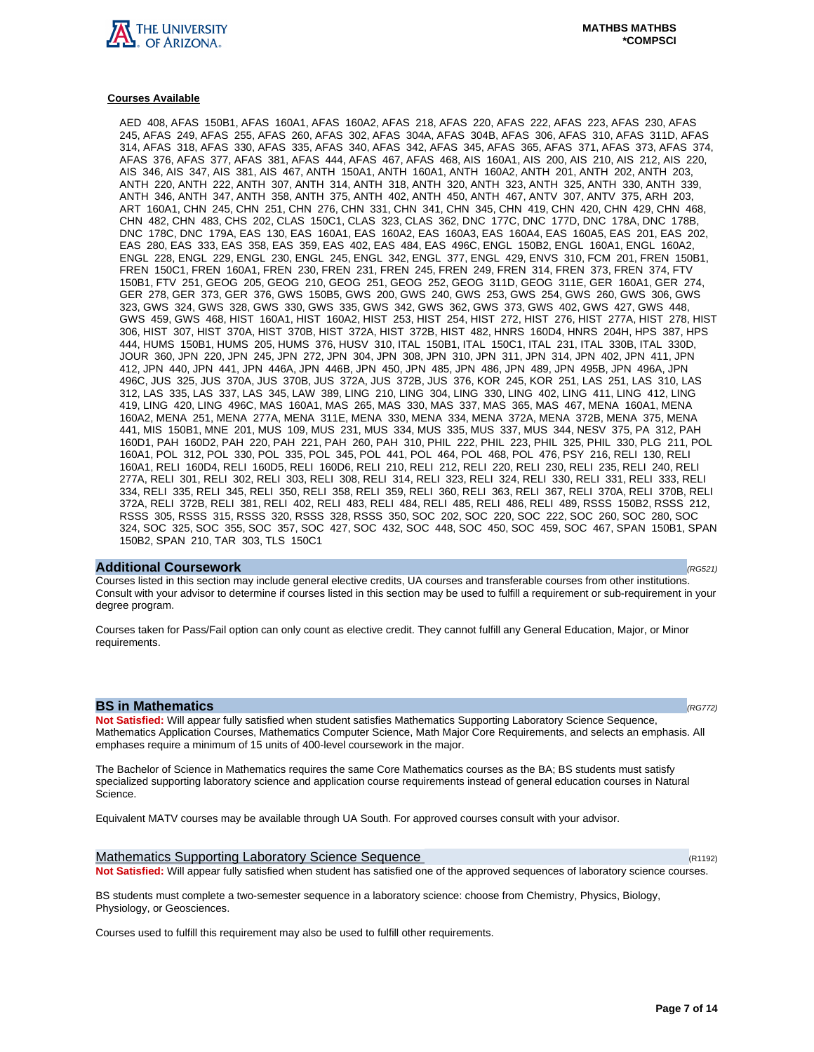**Courses Available**

AED 408, AFAS 150B1, AFAS 160A1, AFAS 160A2, AFAS 218, AFAS 220, AFAS 222, AFAS 223, AFAS 230, AFAS 245, AFAS 249, AFAS 255, AFAS 260, AFAS 302, AFAS 304A, AFAS 304B, AFAS 306, AFAS 310, AFAS 311D, AFAS 314, AFAS 318, AFAS 330, AFAS 335, AFAS 340, AFAS 342, AFAS 345, AFAS 365, AFAS 371, AFAS 373, AFAS 374, AFAS 376, AFAS 377, AFAS 381, AFAS 444, AFAS 467, AFAS 468, AIS 160A1, AIS 200, AIS 210, AIS 212, AIS 220, AIS 346, AIS 347, AIS 381, AIS 467, ANTH 150A1, ANTH 160A1, ANTH 160A2, ANTH 201, ANTH 202, ANTH 203, ANTH 220, ANTH 222, ANTH 307, ANTH 314, ANTH 318, ANTH 320, ANTH 323, ANTH 325, ANTH 330, ANTH 339, ANTH 346, ANTH 347, ANTH 358, ANTH 375, ANTH 402, ANTH 450, ANTH 467, ANTV 307, ANTV 375, ARH 203, ART 160A1, CHN 245, CHN 251, CHN 276, CHN 331, CHN 341, CHN 345, CHN 419, CHN 420, CHN 429, CHN 468, CHN 482, CHN 483, CHS 202, CLAS 150C1, CLAS 323, CLAS 362, DNC 177C, DNC 177D, DNC 178A, DNC 178B, DNC 178C, DNC 179A, EAS 130, EAS 160A1, EAS 160A2, EAS 160A3, EAS 160A4, EAS 160A5, EAS 201, EAS 202, EAS 280, EAS 333, EAS 358, EAS 359, EAS 402, EAS 484, EAS 496C, ENGL 150B2, ENGL 160A1, ENGL 160A2, ENGL 228, ENGL 229, ENGL 230, ENGL 245, ENGL 342, ENGL 377, ENGL 429, ENVS 310, FCM 201, FREN 150B1, FREN 150C1, FREN 160A1, FREN 230, FREN 231, FREN 245, FREN 249, FREN 314, FREN 373, FREN 374, FTV 150B1, FTV 251, GEOG 205, GEOG 210, GEOG 251, GEOG 252, GEOG 311D, GEOG 311E, GER 160A1, GER 274, GER 278, GER 373, GER 376, GWS 150B5, GWS 200, GWS 240, GWS 253, GWS 254, GWS 260, GWS 306, GWS 323, GWS 324, GWS 328, GWS 330, GWS 335, GWS 342, GWS 362, GWS 373, GWS 402, GWS 427, GWS 448, GWS 459, GWS 468, HIST 160A1, HIST 160A2, HIST 253, HIST 254, HIST 272, HIST 276, HIST 277A, HIST 278, HIST 306, HIST 307, HIST 370A, HIST 370B, HIST 372A, HIST 372B, HIST 482, HNRS 160D4, HNRS 204H, HPS 387, HPS 444, HUMS 150B1, HUMS 205, HUMS 376, HUSV 310, ITAL 150B1, ITAL 150C1, ITAL 231, ITAL 330B, ITAL 330D, JOUR 360, JPN 220, JPN 245, JPN 272, JPN 304, JPN 308, JPN 310, JPN 311, JPN 314, JPN 402, JPN 411, JPN 412, JPN 440, JPN 441, JPN 446A, JPN 446B, JPN 450, JPN 485, JPN 486, JPN 489, JPN 495B, JPN 496A, JPN 496C, JUS 325, JUS 370A, JUS 370B, JUS 372A, JUS 372B, JUS 376, KOR 245, KOR 251, LAS 251, LAS 310, LAS 312, LAS 335, LAS 337, LAS 345, LAW 389, LING 210, LING 304, LING 330, LING 402, LING 411, LING 412, LING 419, LING 420, LING 496C, MAS 160A1, MAS 265, MAS 330, MAS 337, MAS 365, MAS 467, MENA 160A1, MENA 160A2, MENA 251, MENA 277A, MENA 311E, MENA 330, MENA 334, MENA 372A, MENA 372B, MENA 375, MENA 441, MIS 150B1, MNE 201, MUS 109, MUS 231, MUS 334, MUS 335, MUS 337, MUS 344, NESV 375, PA 312, PAH 160D1, PAH 160D2, PAH 220, PAH 221, PAH 260, PAH 310, PHIL 222, PHIL 223, PHIL 325, PHIL 330, PLG 211, POL 160A1, POL 312, POL 330, POL 335, POL 345, POL 441, POL 464, POL 468, POL 476, PSY 216, RELI 130, RELI 160A1, RELI 160D4, RELI 160D5, RELI 160D6, RELI 210, RELI 212, RELI 220, RELI 230, RELI 235, RELI 240, RELI 277A, RELI 301, RELI 302, RELI 303, RELI 308, RELI 314, RELI 323, RELI 324, RELI 330, RELI 331, RELI 333, RELI 334, RELI 335, RELI 345, RELI 350, RELI 358, RELI 359, RELI 360, RELI 363, RELI 367, RELI 370A, RELI 370B, RELI 372A, RELI 372B, RELI 381, RELI 402, RELI 483, RELI 484, RELI 485, RELI 486, RELI 489, RSSS 150B2, RSSS 212, RSSS 305, RSSS 315, RSSS 320, RSSS 328, RSSS 350, SOC 202, SOC 220, SOC 222, SOC 260, SOC 280, SOC 324, SOC 325, SOC 355, SOC 357, SOC 427, SOC 432, SOC 448, SOC 450, SOC 459, SOC 467, SPAN 150B1, SPAN 150B2, SPAN 210, TAR 303, TLS 150C1

## Additional Coursework *(RG521)*

Courses listed in this section may include general elective credits, UA courses and transferable courses from other institutions. Consult with your advisor to determine if courses listed in this section may be used to fulfill a requirement or sub-requirement in your degree program.

Courses taken for Pass/Fail option can only count as elective credit. They cannot fulfill any General Education, Major, or Minor requirements.

## BS in Mathematics *(RG772)*

**Not Satisfied:** Will appear fully satisfied when student satisfies Mathematics Supporting Laboratory Science Sequence, Mathematics Application Courses, Mathematics Computer Science, Math Major Core Requirements, and selects an emphasis. All emphases require a minimum of 15 units of 400-level coursework in the major.

The Bachelor of Science in Mathematics requires the same Core Mathematics courses as the BA; BS students must satisfy specialized supporting laboratory science and application course requirements instead of general education courses in Natural Science.

Equivalent MATV courses may be available through UA South. For approved courses consult with your advisor.

### Mathematics Supporting Laboratory Science Sequence (R1192)

**Not Satisfied:** Will appear fully satisfied when student has satisfied one of the approved sequences of laboratory science courses.

BS students must complete a two-semester sequence in a laboratory science: choose from Chemistry, Physics, Biology, Physiology, or Geosciences.

Courses used to fulfill this requirement may also be used to fulfill other requirements.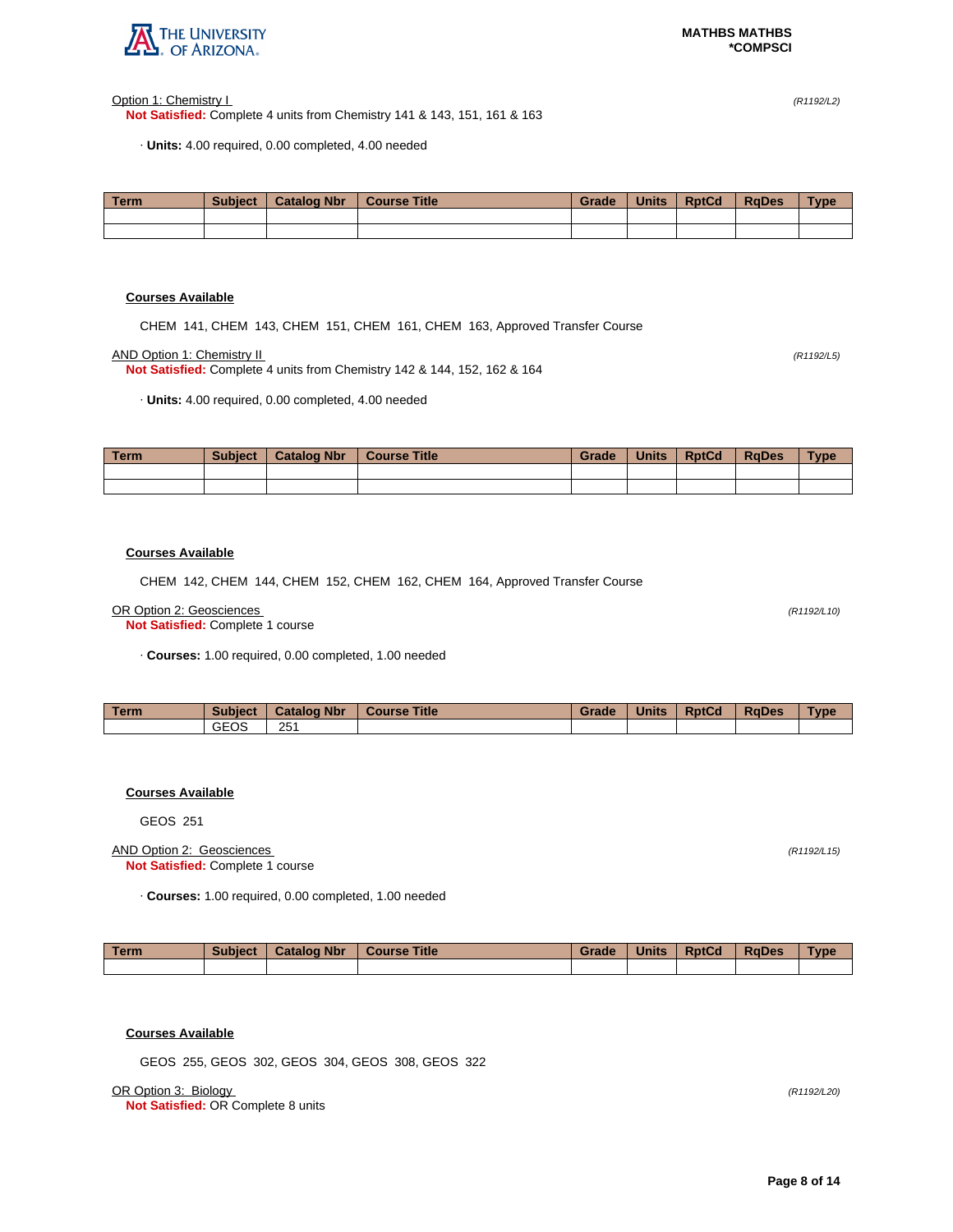Option 1: Chemistry I *(R1192/L2)*

**Not Satisfied:** Complete 4 units from Chemistry 141 & 143, 151, 161 & 163

· **Units:** 4.00 required, 0.00 completed, 4.00 needed

| Term | Subject | Catalog Nbr | Course Title | Grade | Units | RptCd | RqDes | Type |
|---|---|---|---|---|---|---|---|---|
| | | | | | | | | |
| | | | | | | | | |

**Courses Available**

CHEM 141, CHEM 143, CHEM 151, CHEM 161, CHEM 163, Approved Transfer Course

AND Option 1: Chemistry II *(R1192/L5)*

**Not Satisfied:** Complete 4 units from Chemistry 142 & 144, 152, 162 & 164

· **Units:** 4.00 required, 0.00 completed, 4.00 needed

| Term | Subject | Catalog Nbr | Course Title | Grade | Units | RptCd | RqDes | Type |
|---|---|---|---|---|---|---|---|---|
| | | | | | | | | |
| | | | | | | | | |

**Courses Available**

CHEM 142, CHEM 144, CHEM 152, CHEM 162, CHEM 164, Approved Transfer Course

OR Option 2: Geosciences *(R1192/L10)*

**Not Satisfied:** Complete 1 course

· **Courses:** 1.00 required, 0.00 completed, 1.00 needed

| Term | Subject | Catalog Nbr | Course Title | Grade | Units | RptCd | RqDes | Type |
|---|---|---|---|---|---|---|---|---|
| | GEOS | 251 | | | | | | |

**Courses Available**

GEOS 251

AND Option 2: Geosciences *(R1192/L15)*

**Not Satisfied:** Complete 1 course

· **Courses:** 1.00 required, 0.00 completed, 1.00 needed

| Term | Subject | Catalog Nbr | Course Title | Grade | Units | RptCd | RqDes | Type |
|---|---|---|---|---|---|---|---|---|
| | | | | | | | | |

**Courses Available**

GEOS 255, GEOS 302, GEOS 304, GEOS 308, GEOS 322

OR Option 3: Biology *(R1192/L20)*

**Not Satisfied:** OR Complete 8 units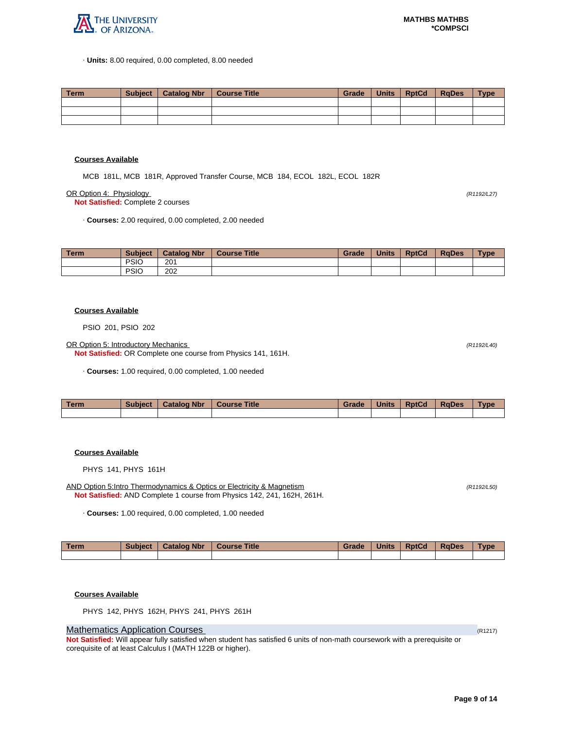· **Units:** 8.00 required, 0.00 completed, 8.00 needed

| Term | Subject | Catalog Nbr | Course Title | Grade | Units | RptCd | RqDes | Type |
|---|---|---|---|---|---|---|---|---|
| | | | | | | | | |
| | | | | | | | | |
| | | | | | | | | |

**Courses Available**

MCB 181L, MCB 181R, Approved Transfer Course, MCB 184, ECOL 182L, ECOL 182R

OR Option 4: Physiology *(R1192/L27)*

**Not Satisfied:** Complete 2 courses

· **Courses:** 2.00 required, 0.00 completed, 2.00 needed

| Term | Subject | Catalog Nbr | Course Title | Grade | Units | RptCd | RqDes | Type |
|---|---|---|---|---|---|---|---|---|
| | PSIO | 201 | | | | | | |
| | PSIO | 202 | | | | | | |

**Courses Available**

PSIO 201, PSIO 202

OR Option 5: Introductory Mechanics *(R1192/L40)*

**Not Satisfied:** OR Complete one course from Physics 141, 161H.

· **Courses:** 1.00 required, 0.00 completed, 1.00 needed

| Term | Subject | Catalog Nbr | Course Title | Grade | Units | RptCd | RqDes | Type |
|---|---|---|---|---|---|---|---|---|
| | | | | | | | | |

**Courses Available**

PHYS 141, PHYS 161H

AND Option 5:Intro Thermodynamics & Optics or Electricity & Magnetism *(R1192/L50)*

**Not Satisfied:** AND Complete 1 course from Physics 142, 241, 162H, 261H.

· **Courses:** 1.00 required, 0.00 completed, 1.00 needed

| Term | Subject | Catalog Nbr | Course Title | Grade | Units | RptCd | RqDes | Type |
|---|---|---|---|---|---|---|---|---|
| | | | | | | | | |

**Courses Available**

PHYS 142, PHYS 162H, PHYS 241, PHYS 261H

## Mathematics Application Courses (R1217)

**Not Satisfied:** Will appear fully satisfied when student has satisfied 6 units of non-math coursework with a prerequisite or corequisite of at least Calculus I (MATH 122B or higher).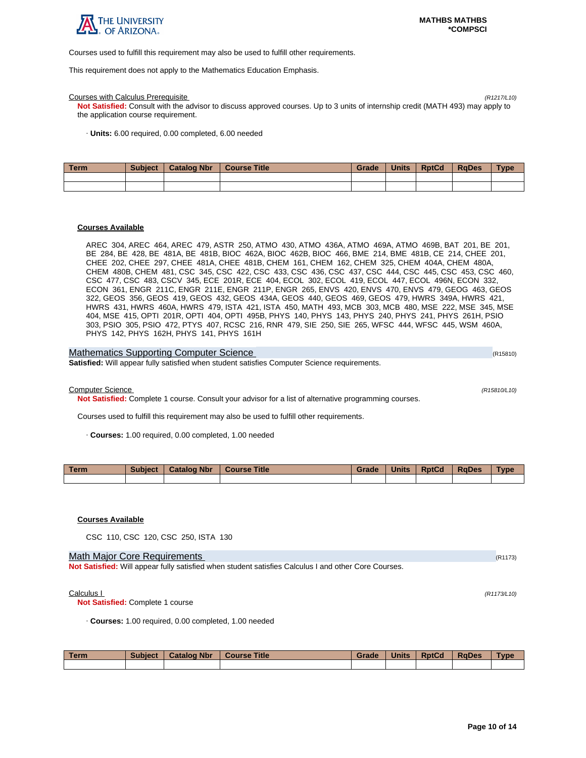Courses used to fulfill this requirement may also be used to fulfill other requirements.

This requirement does not apply to the Mathematics Education Emphasis.

Courses with Calculus Prerequisite *(R1217/L10)*

**Not Satisfied:** Consult with the advisor to discuss approved courses. Up to 3 units of internship credit (MATH 493) may apply to the application course requirement.

· **Units:** 6.00 required, 0.00 completed, 6.00 needed

| Term | Subject | Catalog Nbr | Course Title | Grade | Units | RptCd | RqDes | Type |
|---|---|---|---|---|---|---|---|---|
| | | | | | | | | |
| | | | | | | | | |

**Courses Available**

AREC 304, AREC 464, AREC 479, ASTR 250, ATMO 430, ATMO 436A, ATMO 469A, ATMO 469B, BAT 201, BE 201, BE 284, BE 428, BE 481A, BE 481B, BIOC 462A, BIOC 462B, BIOC 466, BME 214, BME 481B, CE 214, CHEE 201, CHEE 202, CHEE 297, CHEE 481A, CHEE 481B, CHEM 161, CHEM 162, CHEM 325, CHEM 404A, CHEM 480A, CHEM 480B, CHEM 481, CSC 345, CSC 422, CSC 433, CSC 436, CSC 437, CSC 444, CSC 445, CSC 453, CSC 460, CSC 477, CSC 483, CSCV 345, ECE 201R, ECE 404, ECOL 302, ECOL 419, ECOL 447, ECOL 496N, ECON 332, ECON 361, ENGR 211C, ENGR 211E, ENGR 211P, ENGR 265, ENVS 420, ENVS 470, ENVS 479, GEOG 463, GEOS 322, GEOS 356, GEOS 419, GEOS 432, GEOS 434A, GEOS 440, GEOS 469, GEOS 479, HWRS 349A, HWRS 421, HWRS 431, HWRS 460A, HWRS 479, ISTA 421, ISTA 450, MATH 493, MCB 303, MCB 480, MSE 222, MSE 345, MSE 404, MSE 415, OPTI 201R, OPTI 404, OPTI 495B, PHYS 140, PHYS 143, PHYS 240, PHYS 241, PHYS 261H, PSIO 303, PSIO 305, PSIO 472, PTYS 407, RCSC 216, RNR 479, SIE 250, SIE 265, WFSC 444, WFSC 445, WSM 460A, PHYS 142, PHYS 162H, PHYS 141, PHYS 161H

## Mathematics Supporting Computer Science (R15810)

**Satisfied:** Will appear fully satisfied when student satisfies Computer Science requirements.

Computer Science *(R15810/L10)*

**Not Satisfied:** Complete 1 course. Consult your advisor for a list of alternative programming courses.

Courses used to fulfill this requirement may also be used to fulfill other requirements.

· **Courses:** 1.00 required, 0.00 completed, 1.00 needed

| Term | Subject | Catalog Nbr | Course Title | Grade | Units | RptCd | RqDes | Type |
|---|---|---|---|---|---|---|---|---|
| | | | | | | | | |

**Courses Available**

CSC 110, CSC 120, CSC 250, ISTA 130

## Math Major Core Requirements (R1173)

**Not Satisfied:** Will appear fully satisfied when student satisfies Calculus I and other Core Courses.

Calculus I *(R1173/L10)*

**Not Satisfied:** Complete 1 course

· **Courses:** 1.00 required, 0.00 completed, 1.00 needed

| Term | Subject | Catalog Nbr | Course Title | Grade | Units | RptCd | RqDes | Type |
|---|---|---|---|---|---|---|---|---|
| | | | | | | | | |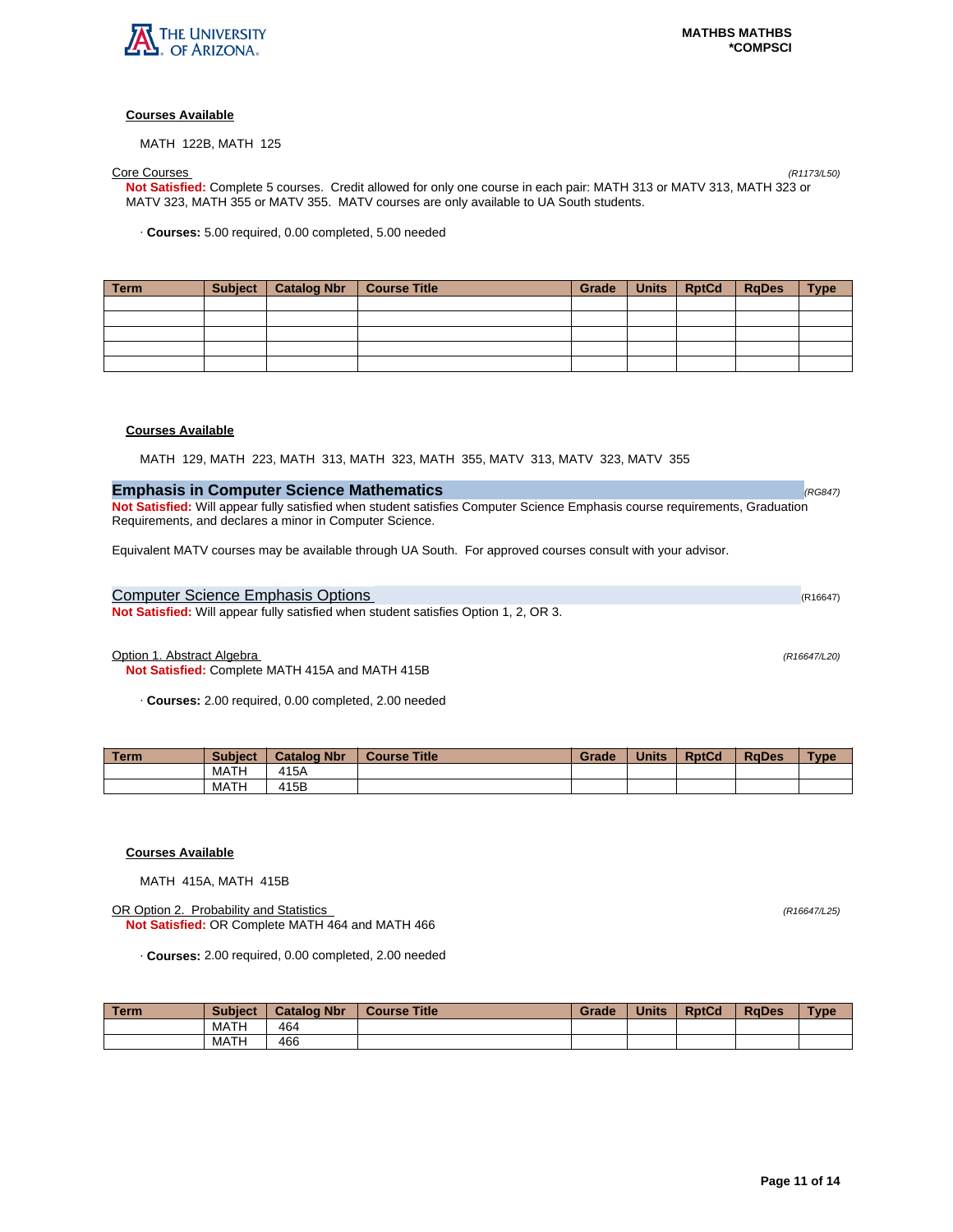**Courses Available**

MATH 122B, MATH 125

Core Courses *(R1173/L50)*

**Not Satisfied:** Complete 5 courses. Credit allowed for only one course in each pair: MATH 313 or MATV 313, MATH 323 or MATV 323, MATH 355 or MATV 355. MATV courses are only available to UA South students.

· **Courses:** 5.00 required, 0.00 completed, 5.00 needed

| Term | Subject | Catalog Nbr | Course Title | Grade | Units | RptCd | RqDes | Type |
|---|---|---|---|---|---|---|---|---|
| | | | | | | | | |
| | | | | | | | | |
| | | | | | | | | |
| | | | | | | | | |
| | | | | | | | | |

**Courses Available**

MATH 129, MATH 223, MATH 313, MATH 323, MATH 355, MATV 313, MATV 323, MATV 355

## Emphasis in Computer Science Mathematics *(RG847)*

**Not Satisfied:** Will appear fully satisfied when student satisfies Computer Science Emphasis course requirements, Graduation Requirements, and declares a minor in Computer Science.

Equivalent MATV courses may be available through UA South. For approved courses consult with your advisor.

### Computer Science Emphasis Options (R16647)

**Not Satisfied:** Will appear fully satisfied when student satisfies Option 1, 2, OR 3.

Option 1. Abstract Algebra *(R16647/L20)*

**Not Satisfied:** Complete MATH 415A and MATH 415B

· **Courses:** 2.00 required, 0.00 completed, 2.00 needed

| Term | Subject | Catalog Nbr | Course Title | Grade | Units | RptCd | RqDes | Type |
|---|---|---|---|---|---|---|---|---|
| | MATH | 415A | | | | | | |
| | MATH | 415B | | | | | | |

**Courses Available**

MATH 415A, MATH 415B

OR Option 2. Probability and Statistics *(R16647/L25)*

**Not Satisfied:** OR Complete MATH 464 and MATH 466

· **Courses:** 2.00 required, 0.00 completed, 2.00 needed

| Term | Subject | Catalog Nbr | Course Title | Grade | Units | RptCd | RqDes | Type |
|---|---|---|---|---|---|---|---|---|
| | MATH | 464 | | | | | | |
| | MATH | 466 | | | | | | |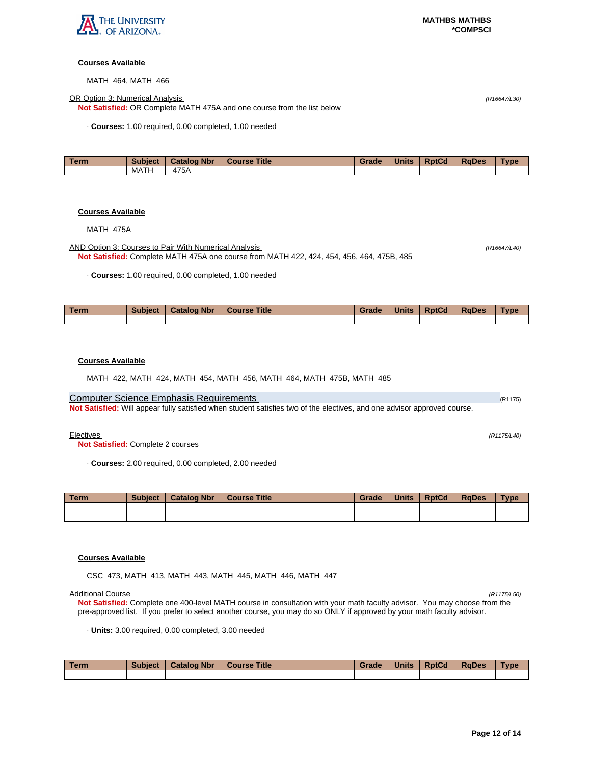**Courses Available**

MATH 464, MATH 466

OR Option 3: Numerical Analysis *(R16647/L30)*

**Not Satisfied:** OR Complete MATH 475A and one course from the list below

· **Courses:** 1.00 required, 0.00 completed, 1.00 needed

| Term | Subject | Catalog Nbr | Course Title | Grade | Units | RptCd | RqDes | Type |
|---|---|---|---|---|---|---|---|---|
| | MATH | 475A | | | | | | |

**Courses Available**

MATH 475A

AND Option 3: Courses to Pair With Numerical Analysis *(R16647/L40)*

**Not Satisfied:** Complete MATH 475A one course from MATH 422, 424, 454, 456, 464, 475B, 485

· **Courses:** 1.00 required, 0.00 completed, 1.00 needed

| Term | Subject | Catalog Nbr | Course Title | Grade | Units | RptCd | RqDes | Type |
|---|---|---|---|---|---|---|---|---|
| | | | | | | | | |

**Courses Available**

MATH 422, MATH 424, MATH 454, MATH 456, MATH 464, MATH 475B, MATH 485

## Computer Science Emphasis Requirements (R1175)

**Not Satisfied:** Will appear fully satisfied when student satisfies two of the electives, and one advisor approved course.

Electives *(R1175/L40)*

**Not Satisfied:** Complete 2 courses

· **Courses:** 2.00 required, 0.00 completed, 2.00 needed

| Term | Subject | Catalog Nbr | Course Title | Grade | Units | RptCd | RqDes | Type |
|---|---|---|---|---|---|---|---|---|
| | | | | | | | | |
| | | | | | | | | |

**Courses Available**

CSC 473, MATH 413, MATH 443, MATH 445, MATH 446, MATH 447

Additional Course *(R1175/L50)*

**Not Satisfied:** Complete one 400-level MATH course in consultation with your math faculty advisor. You may choose from the pre-approved list. If you prefer to select another course, you may do so ONLY if approved by your math faculty advisor.

· **Units:** 3.00 required, 0.00 completed, 3.00 needed

| Term | Subject | Catalog Nbr | Course Title | Grade | Units | RptCd | RqDes | Type |
|---|---|---|---|---|---|---|---|---|
| | | | | | | | | |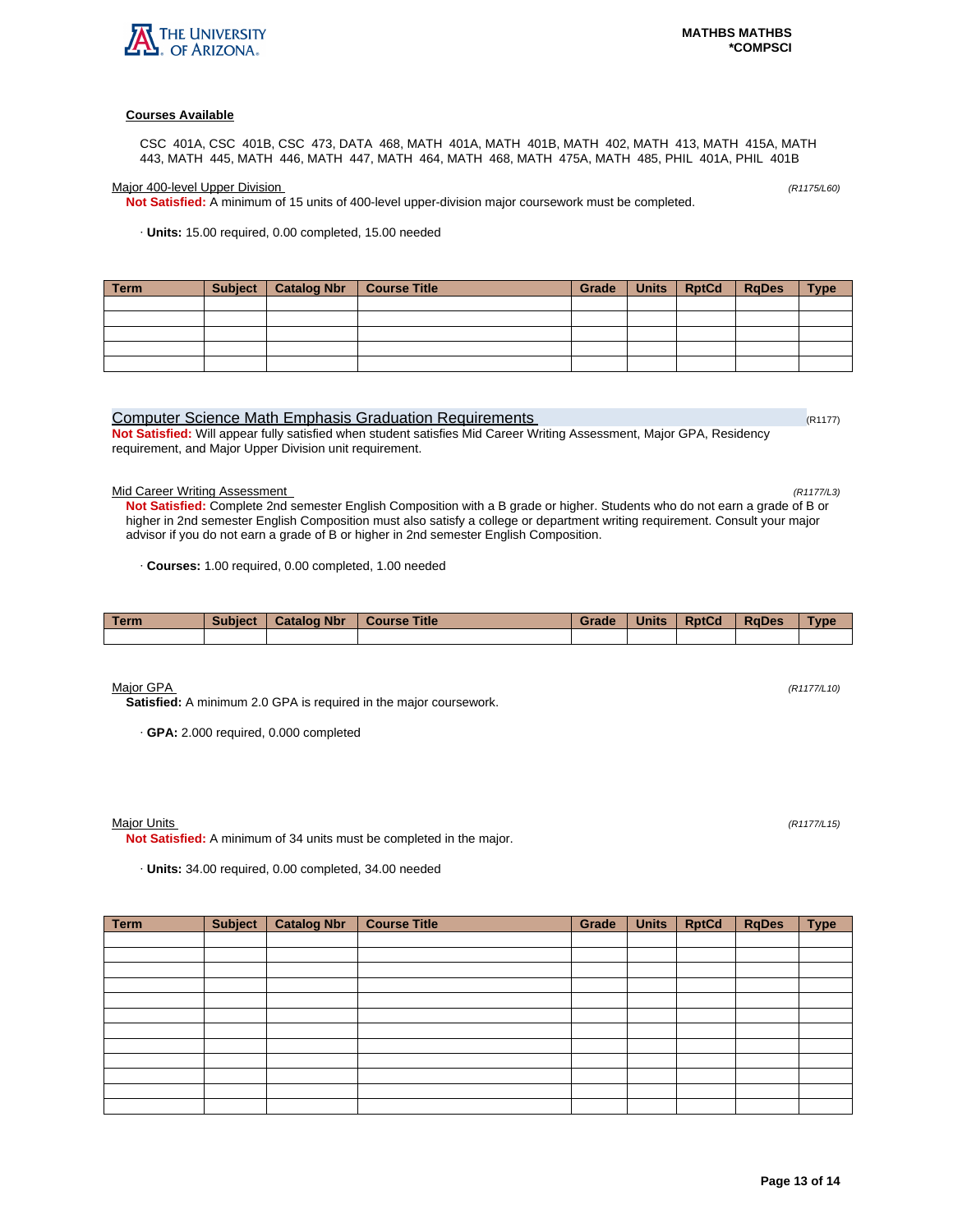**Courses Available**

CSC 401A, CSC 401B, CSC 473, DATA 468, MATH 401A, MATH 401B, MATH 402, MATH 413, MATH 415A, MATH 443, MATH 445, MATH 446, MATH 447, MATH 464, MATH 468, MATH 475A, MATH 485, PHIL 401A, PHIL 401B

Major 400-level Upper Division *(R1175/L60)*

**Not Satisfied:** A minimum of 15 units of 400-level upper-division major coursework must be completed.

· **Units:** 15.00 required, 0.00 completed, 15.00 needed

| Term | Subject | Catalog Nbr | Course Title | Grade | Units | RptCd | RqDes | Type |
|---|---|---|---|---|---|---|---|---|
| | | | | | | | | |
| | | | | | | | | |
| | | | | | | | | |
| | | | | | | | | |
| | | | | | | | | |

## Computer Science Math Emphasis Graduation Requirements (R1177)

**Not Satisfied:** Will appear fully satisfied when student satisfies Mid Career Writing Assessment, Major GPA, Residency requirement, and Major Upper Division unit requirement.

Mid Career Writing Assessment *(R1177/L3)*

**Not Satisfied:** Complete 2nd semester English Composition with a B grade or higher. Students who do not earn a grade of B or higher in 2nd semester English Composition must also satisfy a college or department writing requirement. Consult your major advisor if you do not earn a grade of B or higher in 2nd semester English Composition.

· **Courses:** 1.00 required, 0.00 completed, 1.00 needed

| Term | Subject | Catalog Nbr | Course Title | Grade | Units | RptCd | RqDes | Type |
|---|---|---|---|---|---|---|---|---|
| | | | | | | | | |

Major GPA *(R1177/L10)*

**Satisfied:** A minimum 2.0 GPA is required in the major coursework.

· **GPA:** 2.000 required, 0.000 completed

Major Units *(R1177/L15)*

**Not Satisfied:** A minimum of 34 units must be completed in the major.

· **Units:** 34.00 required, 0.00 completed, 34.00 needed

| Term | Subject | Catalog Nbr | Course Title | Grade | Units | RptCd | RqDes | Type |
|---|---|---|---|---|---|---|---|---|
| | | | | | | | | |
| | | | | | | | | |
| | | | | | | | | |
| | | | | | | | | |
| | | | | | | | | |
| | | | | | | | | |
| | | | | | | | | |
| | | | | | | | | |
| | | | | | | | | |
| | | | | | | | | |
| | | | | | | | | |
| | | | | | | | | |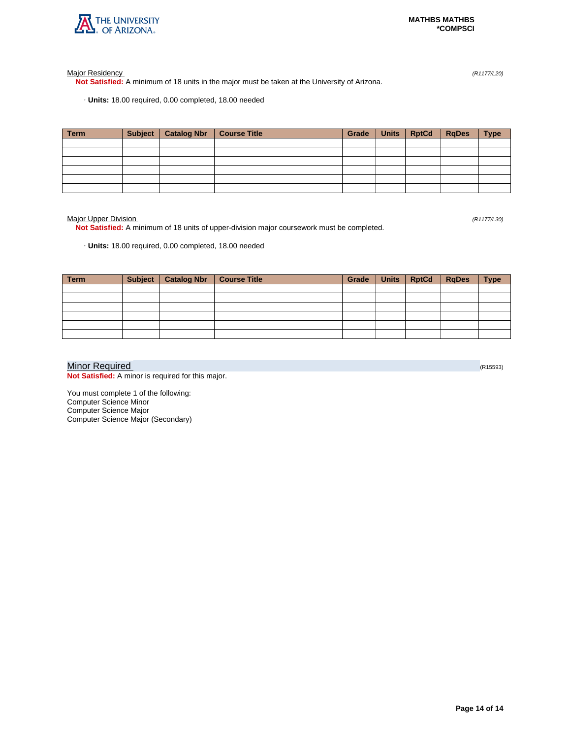Major Residency *(R1177/L20)*

**Not Satisfied:** A minimum of 18 units in the major must be taken at the University of Arizona.

· **Units:** 18.00 required, 0.00 completed, 18.00 needed

| Term | Subject | Catalog Nbr | Course Title | Grade | Units | RptCd | RqDes | Type |
|---|---|---|---|---|---|---|---|---|
| | | | | | | | | |
| | | | | | | | | |
| | | | | | | | | |
| | | | | | | | | |
| | | | | | | | | |
| | | | | | | | | |

Major Upper Division *(R1177/L30)*

**Not Satisfied:** A minimum of 18 units of upper-division major coursework must be completed.

· **Units:** 18.00 required, 0.00 completed, 18.00 needed

| Term | Subject | Catalog Nbr | Course Title | Grade | Units | RptCd | RqDes | Type |
|---|---|---|---|---|---|---|---|---|
| | | | | | | | | |
| | | | | | | | | |
| | | | | | | | | |
| | | | | | | | | |
| | | | | | | | | |
| | | | | | | | | |

## Minor Required (R15593)

**Not Satisfied:** A minor is required for this major.

You must complete 1 of the following:
Computer Science Minor
Computer Science Major
Computer Science Major (Secondary)